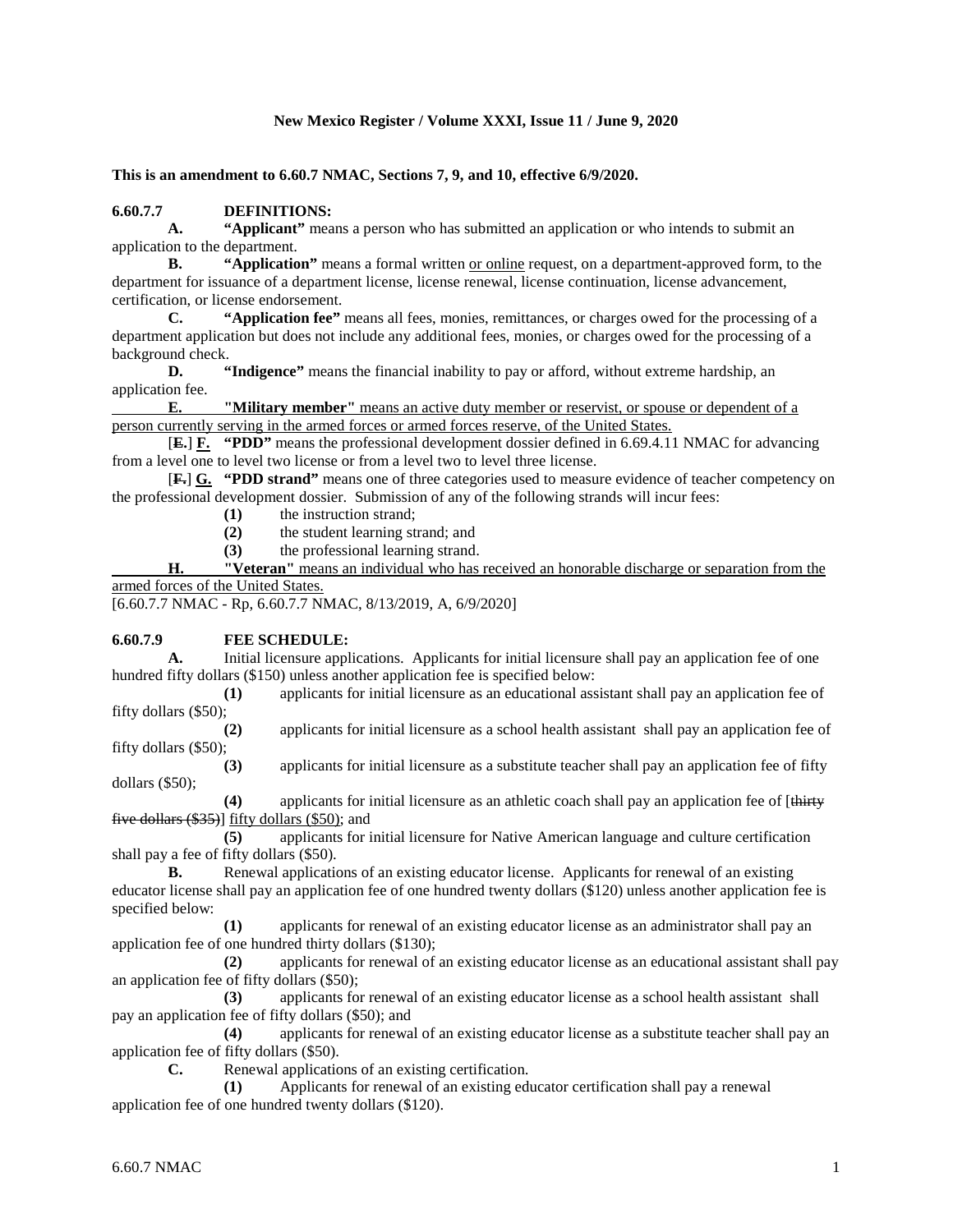**New Mexico Register / Volume XXXI, Issue 11 / June 9, 2020**

**This is an amendment to 6.60.7 NMAC, Sections 7, 9, and 10, effective 6/9/2020.**

**6.60.7.7 DEFINITIONS:**

**A. "Applicant"** means a person who has submitted an application or who intends to submit an application to the department.

**B. "Application"** means a formal written <u>or online</u> request, on a department-approved form, to the department for issuance of a department license, license renewal, license continuation, license advancement, certification, or license endorsement.

**C. "Application fee"** means all fees, monies, remittances, or charges owed for the processing of a department application but does not include any additional fees, monies, or charges owed for the processing of a background check.

**D. "Indigence"** means the financial inability to pay or afford, without extreme hardship, an application fee.

<u>**E. "Military member"** means an active duty member or reservist, or spouse or dependent of a person currently serving in the armed forces or armed forces reserve, of the United States.</u>

[~~**E.**~~] <u>**F.**</u> **"PDD"** means the professional development dossier defined in 6.69.4.11 NMAC for advancing from a level one to level two license or from a level two to level three license.

[~~**F.**~~] <u>**G.**</u> **"PDD strand"** means one of three categories used to measure evidence of teacher competency on the professional development dossier. Submission of any of the following strands will incur fees:

**(1)** the instruction strand;

**(2)** the student learning strand; and

**(3)** the professional learning strand.

<u>**H. "Veteran"** means an individual who has received an honorable discharge or separation from the armed forces of the United States.</u>

[6.60.7.7 NMAC - Rp, 6.60.7.7 NMAC, 8/13/2019, A, 6/9/2020]

**6.60.7.9 FEE SCHEDULE:**

**A.** Initial licensure applications. Applicants for initial licensure shall pay an application fee of one hundred fifty dollars ($150) unless another application fee is specified below:

**(1)** applicants for initial licensure as an educational assistant shall pay an application fee of fifty dollars ($50);

**(2)** applicants for initial licensure as a school health assistant shall pay an application fee of fifty dollars ($50);

**(3)** applicants for initial licensure as a substitute teacher shall pay an application fee of fifty dollars ($50);

**(4)** applicants for initial licensure as an athletic coach shall pay an application fee of [~~thirty five dollars ($35)~~] <u>fifty dollars ($50)</u>; and

**(5)** applicants for initial licensure for Native American language and culture certification shall pay a fee of fifty dollars ($50).

**B.** Renewal applications of an existing educator license. Applicants for renewal of an existing educator license shall pay an application fee of one hundred twenty dollars ($120) unless another application fee is specified below:

**(1)** applicants for renewal of an existing educator license as an administrator shall pay an application fee of one hundred thirty dollars ($130);

**(2)** applicants for renewal of an existing educator license as an educational assistant shall pay an application fee of fifty dollars ($50);

**(3)** applicants for renewal of an existing educator license as a school health assistant shall pay an application fee of fifty dollars ($50); and

**(4)** applicants for renewal of an existing educator license as a substitute teacher shall pay an application fee of fifty dollars ($50).

**C.** Renewal applications of an existing certification.

**(1)** Applicants for renewal of an existing educator certification shall pay a renewal application fee of one hundred twenty dollars ($120).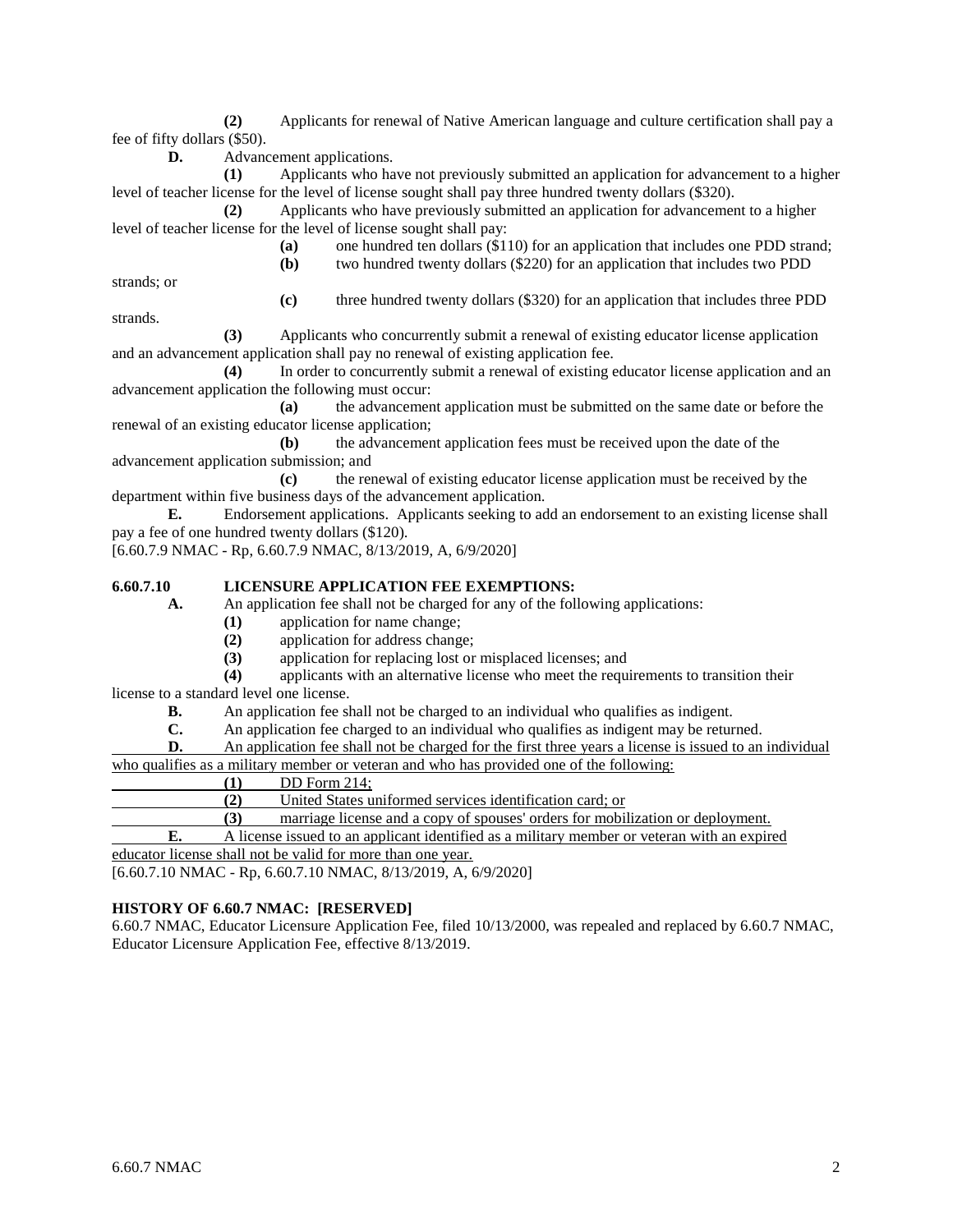**(2)** Applicants for renewal of Native American language and culture certification shall pay a fee of fifty dollars ($50).

**D.** Advancement applications.

**(1)** Applicants who have not previously submitted an application for advancement to a higher level of teacher license for the level of license sought shall pay three hundred twenty dollars ($320).

**(2)** Applicants who have previously submitted an application for advancement to a higher level of teacher license for the level of license sought shall pay:

**(a)** one hundred ten dollars ($110) for an application that includes one PDD strand;

**(b)** two hundred twenty dollars ($220) for an application that includes two PDD strands; or

**(c)** three hundred twenty dollars ($320) for an application that includes three PDD strands.

**(3)** Applicants who concurrently submit a renewal of existing educator license application and an advancement application shall pay no renewal of existing application fee.

**(4)** In order to concurrently submit a renewal of existing educator license application and an advancement application the following must occur:

**(a)** the advancement application must be submitted on the same date or before the renewal of an existing educator license application;

**(b)** the advancement application fees must be received upon the date of the advancement application submission; and

**(c)** the renewal of existing educator license application must be received by the department within five business days of the advancement application.

**E.** Endorsement applications. Applicants seeking to add an endorsement to an existing license shall pay a fee of one hundred twenty dollars ($120).

[6.60.7.9 NMAC - Rp, 6.60.7.9 NMAC, 8/13/2019, A, 6/9/2020]

**6.60.7.10 LICENSURE APPLICATION FEE EXEMPTIONS:**

**A.** An application fee shall not be charged for any of the following applications:

**(1)** application for name change;

**(2)** application for address change;

**(3)** application for replacing lost or misplaced licenses; and

**(4)** applicants with an alternative license who meet the requirements to transition their license to a standard level one license.

**B.** An application fee shall not be charged to an individual who qualifies as indigent.

**C.** An application fee charged to an individual who qualifies as indigent may be returned.

**D.** An application fee shall not be charged for the first three years a license is issued to an individual who qualifies as a military member or veteran and who has provided one of the following:

**(1)** DD Form 214;

**(2)** United States uniformed services identification card; or

**(3)** marriage license and a copy of spouses' orders for mobilization or deployment.

**E.** A license issued to an applicant identified as a military member or veteran with an expired educator license shall not be valid for more than one year.

[6.60.7.10 NMAC - Rp, 6.60.7.10 NMAC, 8/13/2019, A, 6/9/2020]

**HISTORY OF 6.60.7 NMAC: [RESERVED]**

6.60.7 NMAC, Educator Licensure Application Fee, filed 10/13/2000, was repealed and replaced by 6.60.7 NMAC, Educator Licensure Application Fee, effective 8/13/2019.